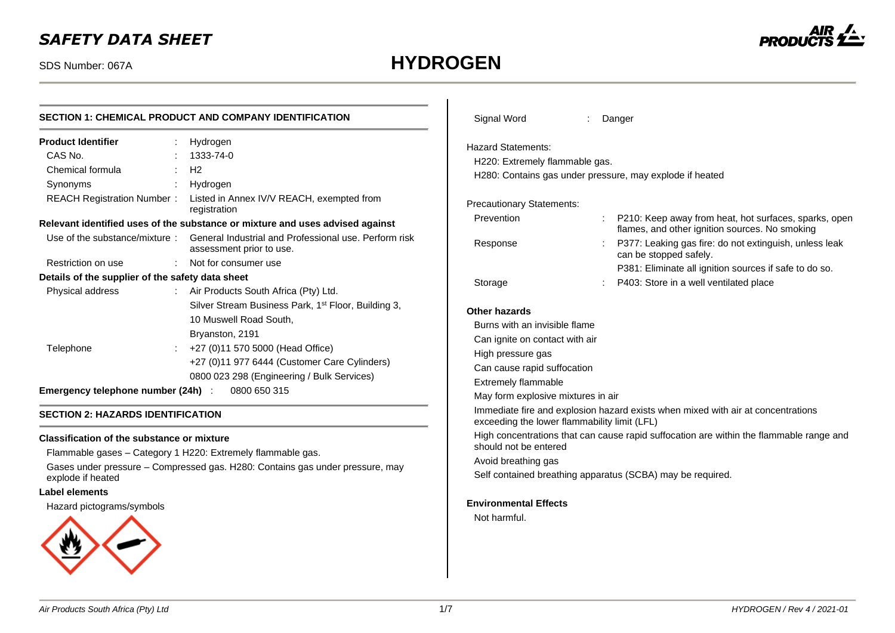# SAFETY DATA SHEET

SDS Number: 067A

# HYDROGEN

## SECTION 1: CHEMICAL PRODUCT AND COMPANY IDENTIFICATION

| | | |
|---|---|---|
| **Product Identifier** | : | Hydrogen |
| CAS No. | : | 1333-74-0 |
| Chemical formula | : | $H_2$ |
| Synonyms | : | Hydrogen |
| REACH Registration Number | : | Listed in Annex IV/V REACH, exempted from registration |

**Relevant identified uses of the substance or mixture and uses advised against**

| | | |
|---|---|---|
| Use of the substance/mixture | : | General Industrial and Professional use. Perform risk assessment prior to use. |
| Restriction on use | : | Not for consumer use |

**Details of the supplier of the safety data sheet**

| | | |
|---|---|---|
| Physical address | : | Air Products South Africa (Pty) Ltd.<br>Silver Stream Business Park, 1st Floor, Building 3,<br>10 Muswell Road South,<br>Bryanston, 2191 |
| Telephone | : | +27 (0)11 570 5000 (Head Office)<br>+27 (0)11 977 6444 (Customer Care Cylinders)<br>0800 023 298 (Engineering / Bulk Services) |

**Emergency telephone number (24h)** : 0800 650 315

## SECTION 2: HAZARDS IDENTIFICATION

**Classification of the substance or mixture**

Flammable gases – Category 1 H220: Extremely flammable gas.

Gases under pressure – Compressed gas. H280: Contains gas under pressure, may explode if heated

**Label elements**

Hazard pictograms/symbols

Signal Word : Danger

Hazard Statements:

H220: Extremely flammable gas.

H280: Contains gas under pressure, may explode if heated

Precautionary Statements:

| | | |
|---|---|---|
| Prevention | : | P210: Keep away from heat, hot surfaces, sparks, open flames, and other ignition sources. No smoking |
| Response | : | P377: Leaking gas fire: do not extinguish, unless leak can be stopped safely.<br>P381: Eliminate all ignition sources if safe to do so. |
| Storage | : | P403: Store in a well ventilated place |

**Other hazards**

Burns with an invisible flame

Can ignite on contact with air

High pressure gas

Can cause rapid suffocation

Extremely flammable

May form explosive mixtures in air

Immediate fire and explosion hazard exists when mixed with air at concentrations exceeding the lower flammability limit (LFL)

High concentrations that can cause rapid suffocation are within the flammable range and should not be entered

Avoid breathing gas

Self contained breathing apparatus (SCBA) may be required.

**Environmental Effects**

Not harmful.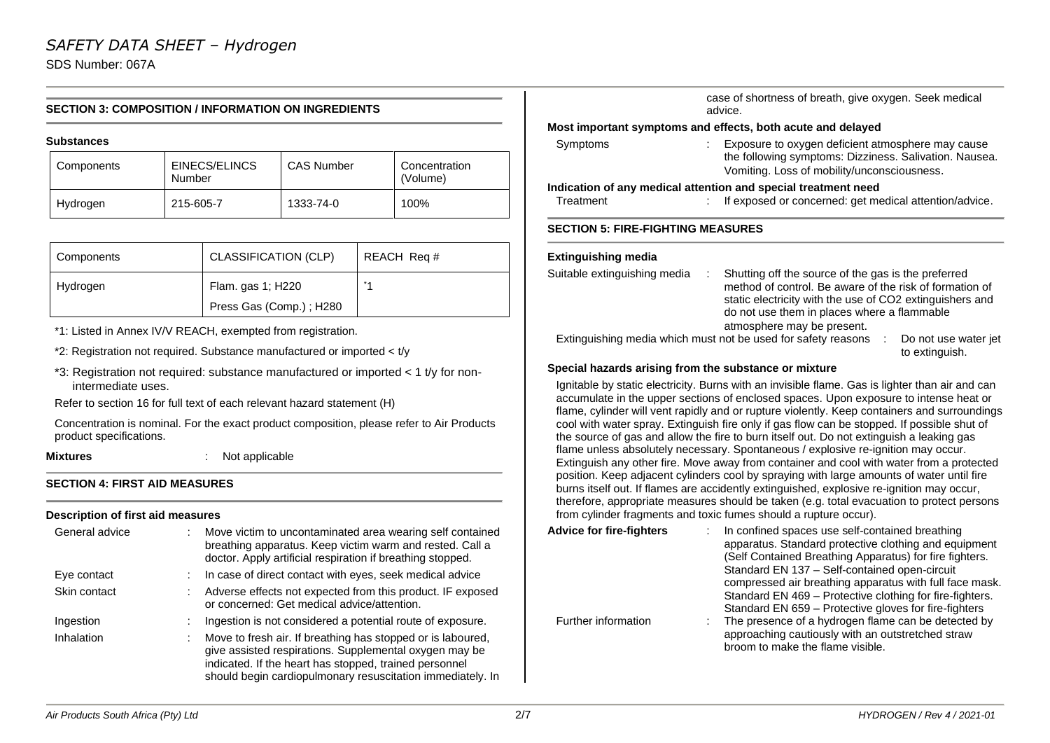## SECTION 3: COMPOSITION / INFORMATION ON INGREDIENTS

**Substances**

| Components | EINECS/ELINCS Number | CAS Number | Concentration (Volume) |
|---|---|---|---|
| Hydrogen | 215-605-7 | 1333-74-0 | 100% |

| Components | CLASSIFICATION (CLP) | REACH Req # |
|---|---|---|
| Hydrogen | Flam. gas 1; H220<br>Press Gas (Comp.) ; H280 | *1 |

*1: Listed in Annex IV/V REACH, exempted from registration.

*2: Registration not required. Substance manufactured or imported < t/y

*3: Registration not required: substance manufactured or imported < 1 t/y for non-intermediate uses.

Refer to section 16 for full text of each relevant hazard statement (H)

Concentration is nominal. For the exact product composition, please refer to Air Products product specifications.

**Mixtures** : Not applicable

## SECTION 4: FIRST AID MEASURES

**Description of first aid measures**

General advice : Move victim to uncontaminated area wearing self contained breathing apparatus. Keep victim warm and rested. Call a doctor. Apply artificial respiration if breathing stopped.

Eye contact : In case of direct contact with eyes, seek medical advice

Skin contact : Adverse effects not expected from this product. IF exposed or concerned: Get medical advice/attention.

Ingestion : Ingestion is not considered a potential route of exposure.

Inhalation : Move to fresh air. If breathing has stopped or is laboured, give assisted respirations. Supplemental oxygen may be indicated. If the heart has stopped, trained personnel should begin cardiopulmonary resuscitation immediately. In case of shortness of breath, give oxygen. Seek medical advice.

**Most important symptoms and effects, both acute and delayed**

Symptoms : Exposure to oxygen deficient atmosphere may cause the following symptoms: Dizziness. Salivation. Nausea. Vomiting. Loss of mobility/unconsciousness.

**Indication of any medical attention and special treatment need**

Treatment : If exposed or concerned: get medical attention/advice.

## SECTION 5: FIRE-FIGHTING MEASURES

**Extinguishing media**

Suitable extinguishing media : Shutting off the source of the gas is the preferred method of control. Be aware of the risk of formation of static electricity with the use of $CO_2$ extinguishers and do not use them in places where a flammable atmosphere may be present.

Extinguishing media which must not be used for safety reasons : Do not use water jet to extinguish.

**Special hazards arising from the substance or mixture**

Ignitable by static electricity. Burns with an invisible flame. Gas is lighter than air and can accumulate in the upper sections of enclosed spaces. Upon exposure to intense heat or flame, cylinder will vent rapidly and or rupture violently. Keep containers and surroundings cool with water spray. Extinguish fire only if gas flow can be stopped. If possible shut of the source of gas and allow the fire to burn itself out. Do not extinguish a leaking gas flame unless absolutely necessary. Spontaneous / explosive re-ignition may occur. Extinguish any other fire. Move away from container and cool with water from a protected position. Keep adjacent cylinders cool by spraying with large amounts of water until fire burns itself out. If flames are accidently extinguished, explosive re-ignition may occur, therefore, appropriate measures should be taken (e.g. total evacuation to protect persons from cylinder fragments and toxic fumes should a rupture occur).

**Advice for fire-fighters** : In confined spaces use self-contained breathing apparatus. Standard protective clothing and equipment (Self Contained Breathing Apparatus) for fire fighters. Standard EN 137 – Self-contained open-circuit compressed air breathing apparatus with full face mask. Standard EN 469 – Protective clothing for fire-fighters. Standard EN 659 – Protective gloves for fire-fighters

Further information : The presence of a hydrogen flame can be detected by approaching cautiously with an outstretched straw broom to make the flame visible.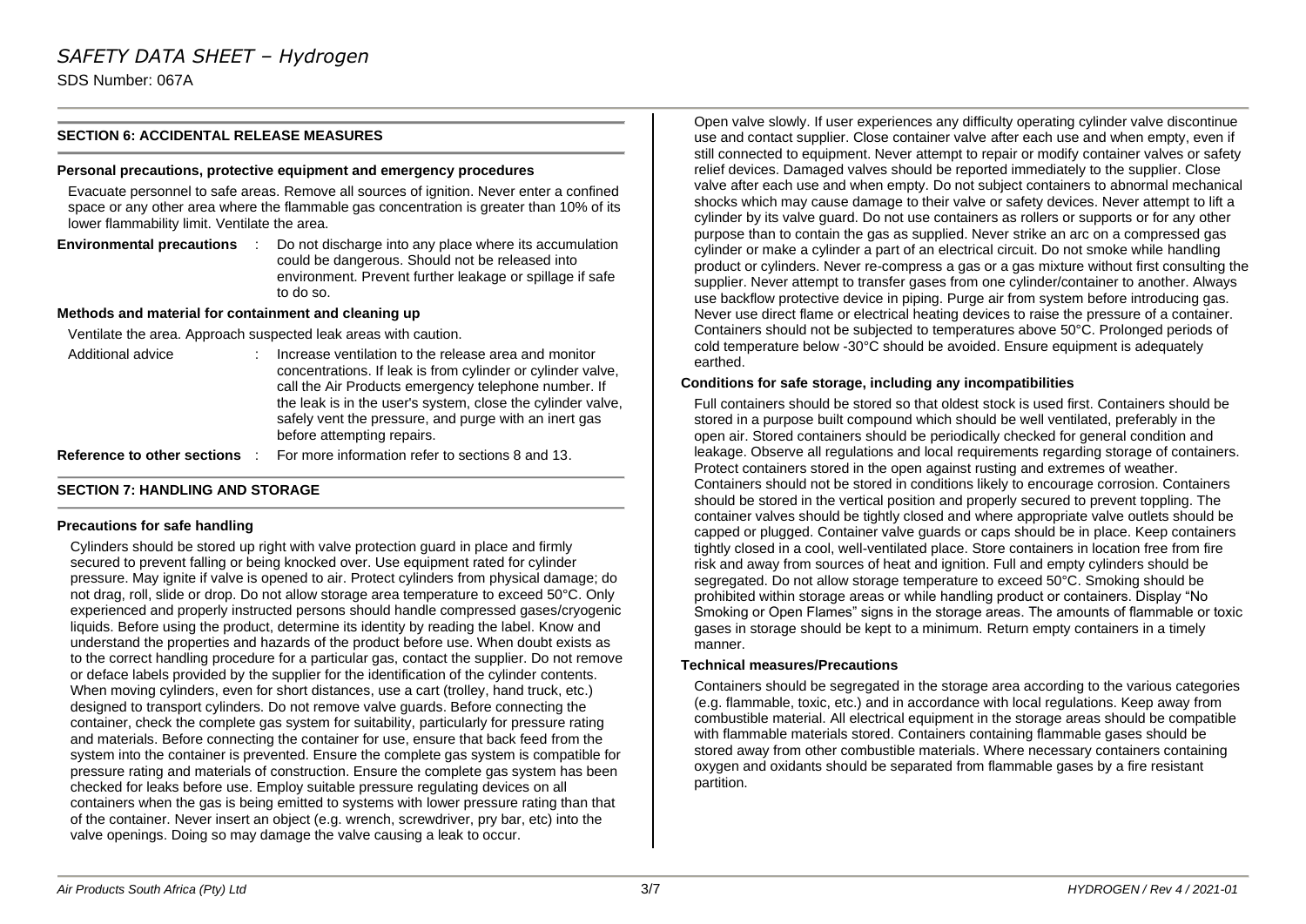## SECTION 6: ACCIDENTAL RELEASE MEASURES

### Personal precautions, protective equipment and emergency procedures

Evacuate personnel to safe areas. Remove all sources of ignition. Never enter a confined space or any other area where the flammable gas concentration is greater than 10% of its lower flammability limit. Ventilate the area.

**Environmental precautions** : Do not discharge into any place where its accumulation could be dangerous. Should not be released into environment. Prevent further leakage or spillage if safe to do so.

### Methods and material for containment and cleaning up

Ventilate the area. Approach suspected leak areas with caution.

Additional advice : Increase ventilation to the release area and monitor concentrations. If leak is from cylinder or cylinder valve, call the Air Products emergency telephone number. If the leak is in the user's system, close the cylinder valve, safely vent the pressure, and purge with an inert gas before attempting repairs.

**Reference to other sections** : For more information refer to sections 8 and 13.

## SECTION 7: HANDLING AND STORAGE

### Precautions for safe handling

Cylinders should be stored up right with valve protection guard in place and firmly secured to prevent falling or being knocked over. Use equipment rated for cylinder pressure. May ignite if valve is opened to air. Protect cylinders from physical damage; do not drag, roll, slide or drop. Do not allow storage area temperature to exceed 50°C. Only experienced and properly instructed persons should handle compressed gases/cryogenic liquids. Before using the product, determine its identity by reading the label. Know and understand the properties and hazards of the product before use. When doubt exists as to the correct handling procedure for a particular gas, contact the supplier. Do not remove or deface labels provided by the supplier for the identification of the cylinder contents. When moving cylinders, even for short distances, use a cart (trolley, hand truck, etc.) designed to transport cylinders. Do not remove valve guards. Before connecting the container, check the complete gas system for suitability, particularly for pressure rating and materials. Before connecting the container for use, ensure that back feed from the system into the container is prevented. Ensure the complete gas system is compatible for pressure rating and materials of construction. Ensure the complete gas system has been checked for leaks before use. Employ suitable pressure regulating devices on all containers when the gas is being emitted to systems with lower pressure rating than that of the container. Never insert an object (e.g. wrench, screwdriver, pry bar, etc) into the valve openings. Doing so may damage the valve causing a leak to occur. Open valve slowly. If user experiences any difficulty operating cylinder valve discontinue use and contact supplier. Close container valve after each use and when empty, even if still connected to equipment. Never attempt to repair or modify container valves or safety relief devices. Damaged valves should be reported immediately to the supplier. Close valve after each use and when empty. Do not subject containers to abnormal mechanical shocks which may cause damage to their valve or safety devices. Never attempt to lift a cylinder by its valve guard. Do not use containers as rollers or supports or for any other purpose than to contain the gas as supplied. Never strike an arc on a compressed gas cylinder or make a cylinder a part of an electrical circuit. Do not smoke while handling product or cylinders. Never re-compress a gas or a gas mixture without first consulting the supplier. Never attempt to transfer gases from one cylinder/container to another. Always use backflow protective device in piping. Purge air from system before introducing gas. Never use direct flame or electrical heating devices to raise the pressure of a container. Containers should not be subjected to temperatures above 50°C. Prolonged periods of cold temperature below -30°C should be avoided. Ensure equipment is adequately earthed.

### Conditions for safe storage, including any incompatibilities

Full containers should be stored so that oldest stock is used first. Containers should be stored in a purpose built compound which should be well ventilated, preferably in the open air. Stored containers should be periodically checked for general condition and leakage. Observe all regulations and local requirements regarding storage of containers. Protect containers stored in the open against rusting and extremes of weather. Containers should not be stored in conditions likely to encourage corrosion. Containers should be stored in the vertical position and properly secured to prevent toppling. The container valves should be tightly closed and where appropriate valve outlets should be capped or plugged. Container valve guards or caps should be in place. Keep containers tightly closed in a cool, well-ventilated place. Store containers in location free from fire risk and away from sources of heat and ignition. Full and empty cylinders should be segregated. Do not allow storage temperature to exceed 50°C. Smoking should be prohibited within storage areas or while handling product or containers. Display "No Smoking or Open Flames" signs in the storage areas. The amounts of flammable or toxic gases in storage should be kept to a minimum. Return empty containers in a timely manner.

### Technical measures/Precautions

Containers should be segregated in the storage area according to the various categories (e.g. flammable, toxic, etc.) and in accordance with local regulations. Keep away from combustible material. All electrical equipment in the storage areas should be compatible with flammable materials stored. Containers containing flammable gases should be stored away from other combustible materials. Where necessary containers containing oxygen and oxidants should be separated from flammable gases by a fire resistant partition.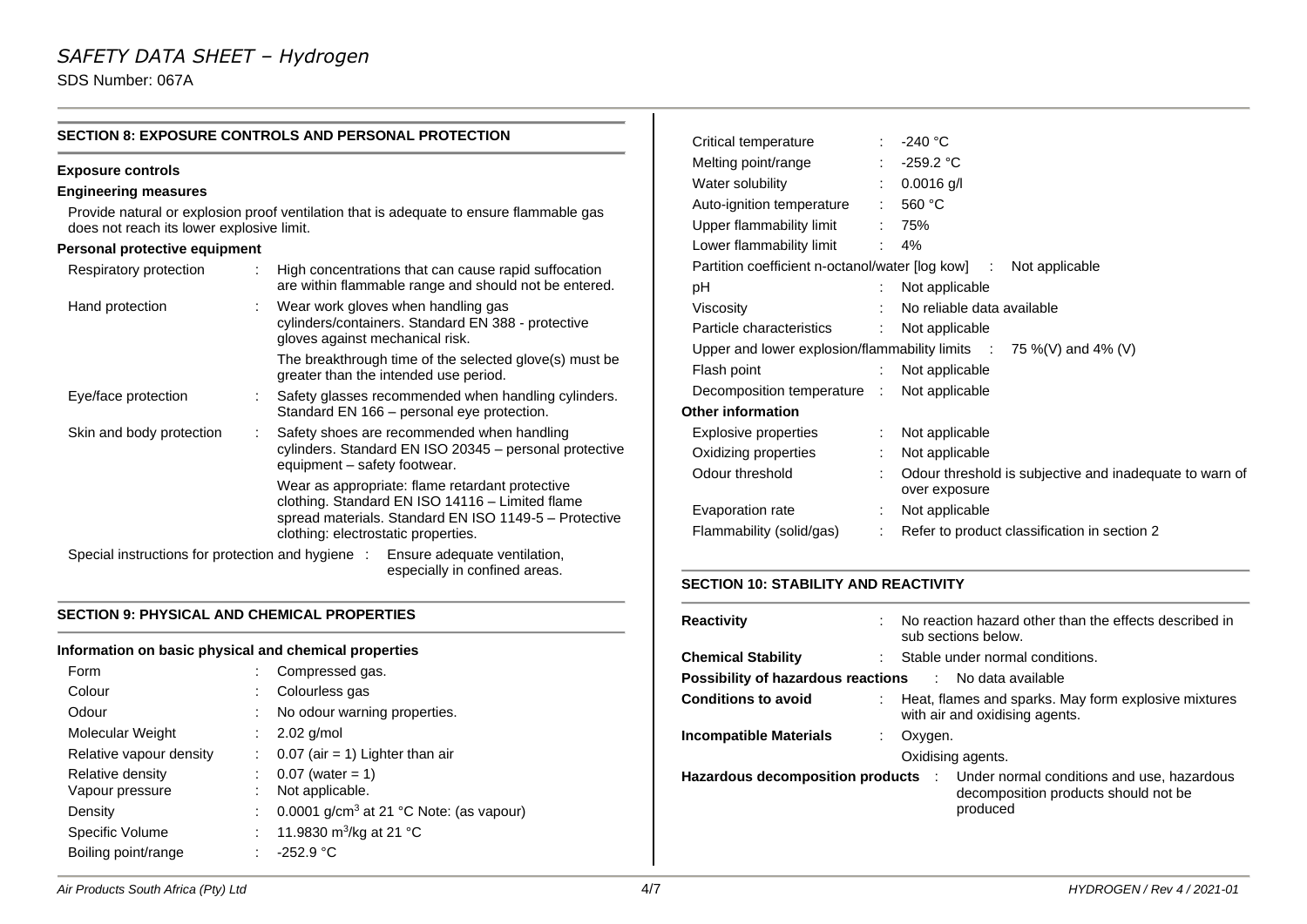## SECTION 8: EXPOSURE CONTROLS AND PERSONAL PROTECTION

### Exposure controls

### Engineering measures

Provide natural or explosion proof ventilation that is adequate to ensure flammable gas does not reach its lower explosive limit.

### Personal protective equipment

| | | |
|---|---|---|
| Respiratory protection | : | High concentrations that can cause rapid suffocation are within flammable range and should not be entered. |
| Hand protection | : | Wear work gloves when handling gas cylinders/containers. Standard EN 388 - protective gloves against mechanical risk.<br>The breakthrough time of the selected glove(s) must be greater than the intended use period. |
| Eye/face protection | : | Safety glasses recommended when handling cylinders. Standard EN 166 – personal eye protection. |
| Skin and body protection | : | Safety shoes are recommended when handling cylinders. Standard EN ISO 20345 – personal protective equipment – safety footwear.<br>Wear as appropriate: flame retardant protective clothing. Standard EN ISO 14116 – Limited flame spread materials. Standard EN ISO 1149-5 – Protective clothing: electrostatic properties. |
| Special instructions for protection and hygiene | : | Ensure adequate ventilation, especially in confined areas. |

## SECTION 9: PHYSICAL AND CHEMICAL PROPERTIES

### Information on basic physical and chemical properties

| | | |
|---|---|---|
| Form | : | Compressed gas. |
| Colour | : | Colourless gas |
| Odour | : | No odour warning properties. |
| Molecular Weight | : | 2.02 g/mol |
| Relative vapour density | : | 0.07 (air = 1) Lighter than air |
| Relative density | : | 0.07 (water = 1) |
| Vapour pressure | : | Not applicable. |
| Density | : | 0.0001 g/cm$^3$ at 21 °C Note: (as vapour) |
| Specific Volume | : | 11.9830 m$^3$/kg at 21 °C |
| Boiling point/range | : | -252.9 °C |
| Critical temperature | : | -240 °C |
| Melting point/range | : | -259.2 °C |
| Water solubility | : | 0.0016 g/l |
| Auto-ignition temperature | : | 560 °C |
| Upper flammability limit | : | 75% |
| Lower flammability limit | : | 4% |
| Partition coefficient n-octanol/water [log kow] | : | Not applicable |
| pH | : | Not applicable |
| Viscosity | : | No reliable data available |
| Particle characteristics | : | Not applicable |
| Upper and lower explosion/flammability limits | : | 75 %(V) and 4% (V) |
| Flash point | : | Not applicable |
| Decomposition temperature | : | Not applicable |

### Other information

| | | |
|---|---|---|
| Explosive properties | : | Not applicable |
| Oxidizing properties | : | Not applicable |
| Odour threshold | : | Odour threshold is subjective and inadequate to warn of over exposure |
| Evaporation rate | : | Not applicable |
| Flammability (solid/gas) | : | Refer to product classification in section 2 |

## SECTION 10: STABILITY AND REACTIVITY

| | | |
|---|---|---|
| **Reactivity** | : | No reaction hazard other than the effects described in sub sections below. |
| **Chemical Stability** | : | Stable under normal conditions. |
| **Possibility of hazardous reactions** | : | No data available |
| **Conditions to avoid** | : | Heat, flames and sparks. May form explosive mixtures with air and oxidising agents. |
| **Incompatible Materials** | : | Oxygen.<br>Oxidising agents. |
| **Hazardous decomposition products** | : | Under normal conditions and use, hazardous decomposition products should not be produced |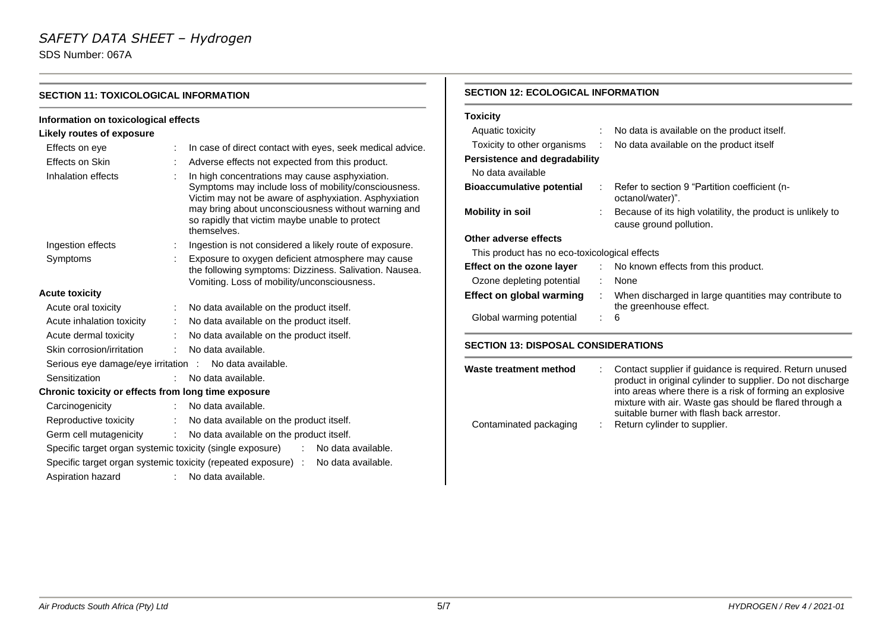## SECTION 11: TOXICOLOGICAL INFORMATION

**Information on toxicological effects**

**Likely routes of exposure**

| | |
|---|---|
| Effects on eye | : In case of direct contact with eyes, seek medical advice. |
| Effects on Skin | : Adverse effects not expected from this product. |
| Inhalation effects | : In high concentrations may cause asphyxiation. Symptoms may include loss of mobility/consciousness. Victim may not be aware of asphyxiation. Asphyxiation may bring about unconsciousness without warning and so rapidly that victim maybe unable to protect themselves. |
| Ingestion effects | : Ingestion is not considered a likely route of exposure. |
| Symptoms | : Exposure to oxygen deficient atmosphere may cause the following symptoms: Dizziness. Salivation. Nausea. Vomiting. Loss of mobility/unconsciousness. |

**Acute toxicity**

| | |
|---|---|
| Acute oral toxicity | : No data available on the product itself. |
| Acute inhalation toxicity | : No data available on the product itself. |
| Acute dermal toxicity | : No data available on the product itself. |
| Skin corrosion/irritation | : No data available. |
| Serious eye damage/eye irritation | : No data available. |
| Sensitization | : No data available. |

**Chronic toxicity or effects from long time exposure**

| | |
|---|---|
| Carcinogenicity | : No data available. |
| Reproductive toxicity | : No data available on the product itself. |
| Germ cell mutagenicity | : No data available on the product itself. |
| Specific target organ systemic toxicity (single exposure) | : No data available. |
| Specific target organ systemic toxicity (repeated exposure) | : No data available. |
| Aspiration hazard | : No data available. |

## SECTION 12: ECOLOGICAL INFORMATION

**Toxicity**

| | |
|---|---|
| Aquatic toxicity | : No data is available on the product itself. |
| Toxicity to other organisms | : No data available on the product itself |

**Persistence and degradability**

No data available

| | |
|---|---|
| **Bioaccumulative potential** | : Refer to section 9 "Partition coefficient (n-octanol/water)". |
| **Mobility in soil** | : Because of its high volatility, the product is unlikely to cause ground pollution. |

**Other adverse effects**

This product has no eco-toxicological effects

| | |
|---|---|
| **Effect on the ozone layer** | : No known effects from this product. |
| Ozone depleting potential | : None |
| **Effect on global warming** | : When discharged in large quantities may contribute to the greenhouse effect. |
| Global warming potential | : 6 |

## SECTION 13: DISPOSAL CONSIDERATIONS

| | |
|---|---|
| **Waste treatment method** | : Contact supplier if guidance is required. Return unused product in original cylinder to supplier. Do not discharge into areas where there is a risk of forming an explosive mixture with air. Waste gas should be flared through a suitable burner with flash back arrestor. |
| Contaminated packaging | : Return cylinder to supplier. |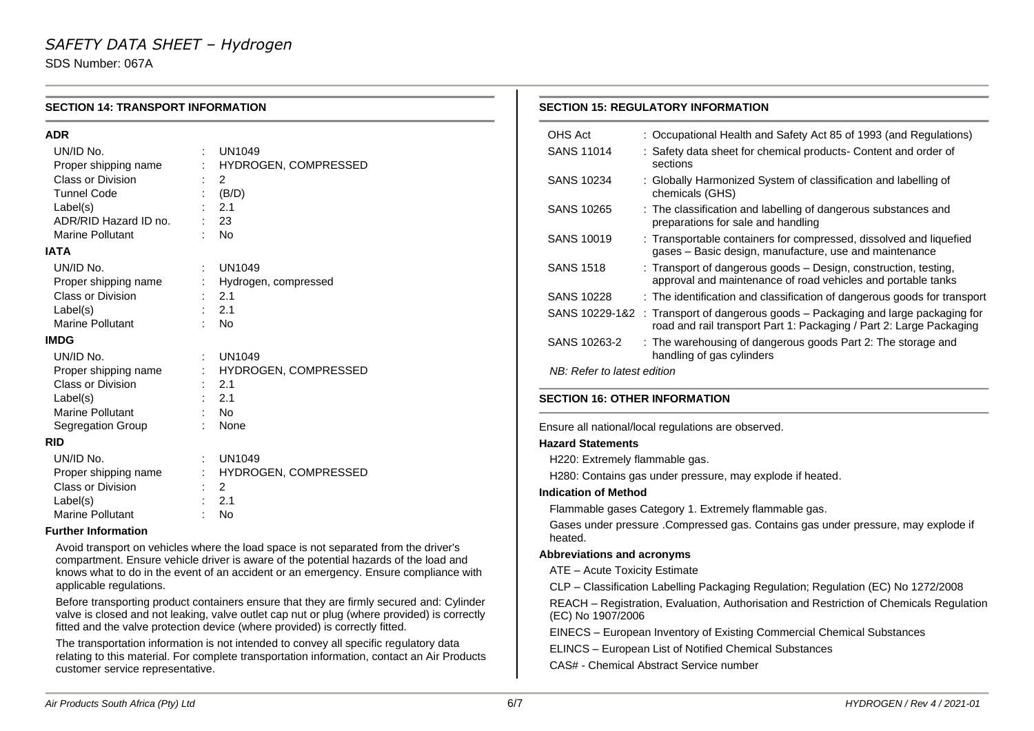## SECTION 14: TRANSPORT INFORMATION

### ADR

| | | |
|---|---|---|
| UN/ID No. | : | UN1049 |
| Proper shipping name | : | HYDROGEN, COMPRESSED |
| Class or Division | : | 2 |
| Tunnel Code | : | (B/D) |
| Label(s) | : | 2.1 |
| ADR/RID Hazard ID no. | : | 23 |
| Marine Pollutant | : | No |

### IATA

| | | |
|---|---|---|
| UN/ID No. | : | UN1049 |
| Proper shipping name | : | Hydrogen, compressed |
| Class or Division | : | 2.1 |
| Label(s) | : | 2.1 |
| Marine Pollutant | : | No |

### IMDG

| | | |
|---|---|---|
| UN/ID No. | : | UN1049 |
| Proper shipping name | : | HYDROGEN, COMPRESSED |
| Class or Division | : | 2.1 |
| Label(s) | : | 2.1 |
| Marine Pollutant | : | No |
| Segregation Group | : | None |

### RID

| | | |
|---|---|---|
| UN/ID No. | : | UN1049 |
| Proper shipping name | : | HYDROGEN, COMPRESSED |
| Class or Division | : | 2 |
| Label(s) | : | 2.1 |
| Marine Pollutant | : | No |

### Further Information

Avoid transport on vehicles where the load space is not separated from the driver's compartment. Ensure vehicle driver is aware of the potential hazards of the load and knows what to do in the event of an accident or an emergency. Ensure compliance with applicable regulations.

Before transporting product containers ensure that they are firmly secured and: Cylinder valve is closed and not leaking, valve outlet cap nut or plug (where provided) is correctly fitted and the valve protection device (where provided) is correctly fitted.

The transportation information is not intended to convey all specific regulatory data relating to this material. For complete transportation information, contact an Air Products customer service representative.

## SECTION 15: REGULATORY INFORMATION

| | |
|---|---|
| OHS Act | : Occupational Health and Safety Act 85 of 1993 (and Regulations) |
| SANS 11014 | : Safety data sheet for chemical products- Content and order of sections |
| SANS 10234 | : Globally Harmonized System of classification and labelling of chemicals (GHS) |
| SANS 10265 | : The classification and labelling of dangerous substances and preparations for sale and handling |
| SANS 10019 | : Transportable containers for compressed, dissolved and liquefied gases – Basic design, manufacture, use and maintenance |
| SANS 1518 | : Transport of dangerous goods – Design, construction, testing, approval and maintenance of road vehicles and portable tanks |
| SANS 10228 | : The identification and classification of dangerous goods for transport |
| SANS 10229-1&2 | : Transport of dangerous goods – Packaging and large packaging for road and rail transport Part 1: Packaging / Part 2: Large Packaging |
| SANS 10263-2 | : The warehousing of dangerous goods Part 2: The storage and handling of gas cylinders |

*NB: Refer to latest edition*

## SECTION 16: OTHER INFORMATION

Ensure all national/local regulations are observed.

**Hazard Statements**

H220: Extremely flammable gas.

H280: Contains gas under pressure, may explode if heated.

**Indication of Method**

Flammable gases Category 1. Extremely flammable gas.

Gases under pressure .Compressed gas. Contains gas under pressure, may explode if heated.

**Abbreviations and acronyms**

ATE – Acute Toxicity Estimate

CLP – Classification Labelling Packaging Regulation; Regulation (EC) No 1272/2008

REACH – Registration, Evaluation, Authorisation and Restriction of Chemicals Regulation (EC) No 1907/2006

EINECS – European Inventory of Existing Commercial Chemical Substances

ELINCS – European List of Notified Chemical Substances

CAS# - Chemical Abstract Service number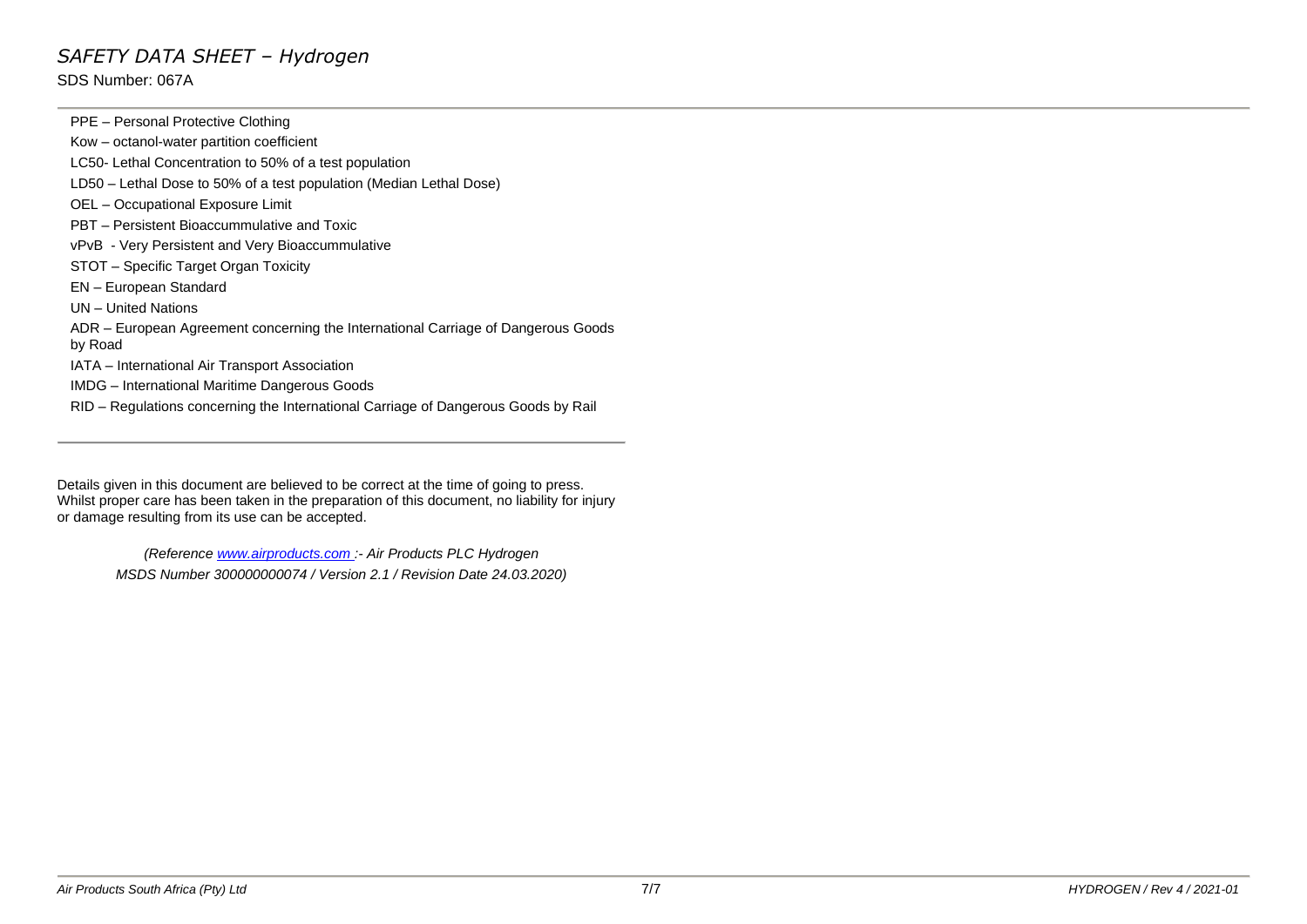PPE – Personal Protective Clothing

Kow – octanol-water partition coefficient

LC50- Lethal Concentration to 50% of a test population

LD50 – Lethal Dose to 50% of a test population (Median Lethal Dose)

OEL – Occupational Exposure Limit

PBT – Persistent Bioaccummulative and Toxic

vPvB - Very Persistent and Very Bioaccummulative

STOT – Specific Target Organ Toxicity

EN – European Standard

UN – United Nations

ADR – European Agreement concerning the International Carriage of Dangerous Goods by Road

IATA – International Air Transport Association

IMDG – International Maritime Dangerous Goods

RID – Regulations concerning the International Carriage of Dangerous Goods by Rail

---

Details given in this document are believed to be correct at the time of going to press. Whilst proper care has been taken in the preparation of this document, no liability for injury or damage resulting from its use can be accepted.

*(Reference www.airproducts.com :- Air Products PLC Hydrogen MSDS Number 300000000074 / Version 2.1 / Revision Date 24.03.2020)*